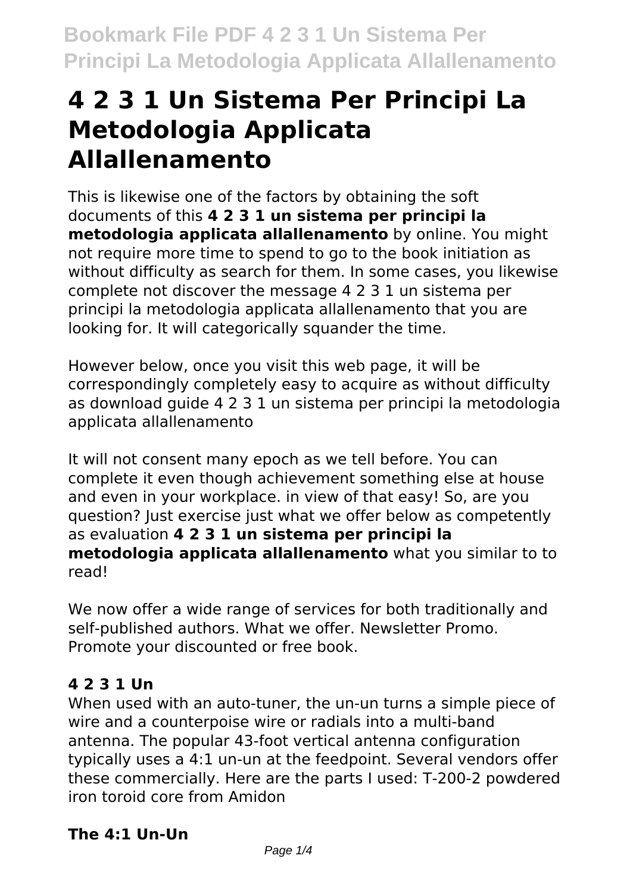# 4 2 3 1 Un Sistema Per Principi La Metodologia Applicata Allallenamento

This is likewise one of the factors by obtaining the soft documents of this **4 2 3 1 un sistema per principi la metodologia applicata allallenamento** by online. You might not require more time to spend to go to the book initiation as without difficulty as search for them. In some cases, you likewise complete not discover the message 4 2 3 1 un sistema per principi la metodologia applicata allallenamento that you are looking for. It will categorically squander the time.

However below, once you visit this web page, it will be correspondingly completely easy to acquire as without difficulty as download guide 4 2 3 1 un sistema per principi la metodologia applicata allallenamento

It will not consent many epoch as we tell before. You can complete it even though achievement something else at house and even in your workplace. in view of that easy! So, are you question? Just exercise just what we offer below as competently as evaluation **4 2 3 1 un sistema per principi la metodologia applicata allallenamento** what you similar to to read!

We now offer a wide range of services for both traditionally and self-published authors. What we offer. Newsletter Promo. Promote your discounted or free book.

### 4 2 3 1 Un

When used with an auto-tuner, the un-un turns a simple piece of wire and a counterpoise wire or radials into a multi-band antenna. The popular 43-foot vertical antenna configuration typically uses a 4:1 un-un at the feedpoint. Several vendors offer these commercially. Here are the parts I used: T-200-2 powdered iron toroid core from Amidon

### The 4:1 Un-Un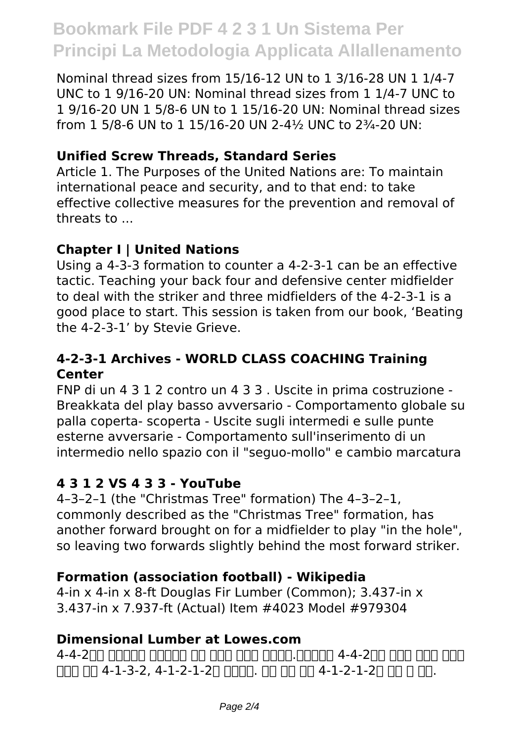Nominal thread sizes from 15/16-12 UN to 1 3/16-28 UN 1 1/4-7 UNC to 1 9/16-20 UN: Nominal thread sizes from 1 1/4-7 UNC to 1 9/16-20 UN 1 5/8-6 UN to 1 15/16-20 UN: Nominal thread sizes from 1 5/8-6 UN to 1 15/16-20 UN 2-4½ UNC to 2¾-20 UN:

### Unified Screw Threads, Standard Series

Article 1. The Purposes of the United Nations are: To maintain international peace and security, and to that end: to take effective collective measures for the prevention and removal of threats to ...

### Chapter I | United Nations

Using a 4-3-3 formation to counter a 4-2-3-1 can be an effective tactic. Teaching your back four and defensive center midfielder to deal with the striker and three midfielders of the 4-2-3-1 is a good place to start. This session is taken from our book, 'Beating the 4-2-3-1' by Stevie Grieve.

### 4-2-3-1 Archives - WORLD CLASS COACHING Training Center

FNP di un 4 3 1 2 contro un 4 3 3 . Uscite in prima costruzione - Breakkata del play basso avversario - Comportamento globale su palla coperta- scoperta - Uscite sugli intermedi e sulle punte esterne avversarie - Comportamento sull'inserimento di un intermedio nello spazio con il "seguo-mollo" e cambio marcatura

### 4 3 1 2 VS 4 3 3 - YouTube

4–3–2–1 (the "Christmas Tree" formation) The 4–3–2–1, commonly described as the "Christmas Tree" formation, has another forward brought on for a midfielder to play "in the hole", so leaving two forwards slightly behind the most forward striker.

### Formation (association football) - Wikipedia

4-in x 4-in x 8-ft Douglas Fir Lumber (Common); 3.437-in x 3.437-in x 7.937-ft (Actual) Item #4023 Model #979304

### Dimensional Lumber at Lowes.com

4-4-2□□ □□□□□ □□□□□ □□ □□□ □□□ □□□□.□□□□□ 4-4-2□□ □□□ □□□ □□□ □□□ □□ 4-1-3-2, 4-1-2-1-2□ □□□□. □□ □□ □□ 4-1-2-1-2□ □□ □ □□.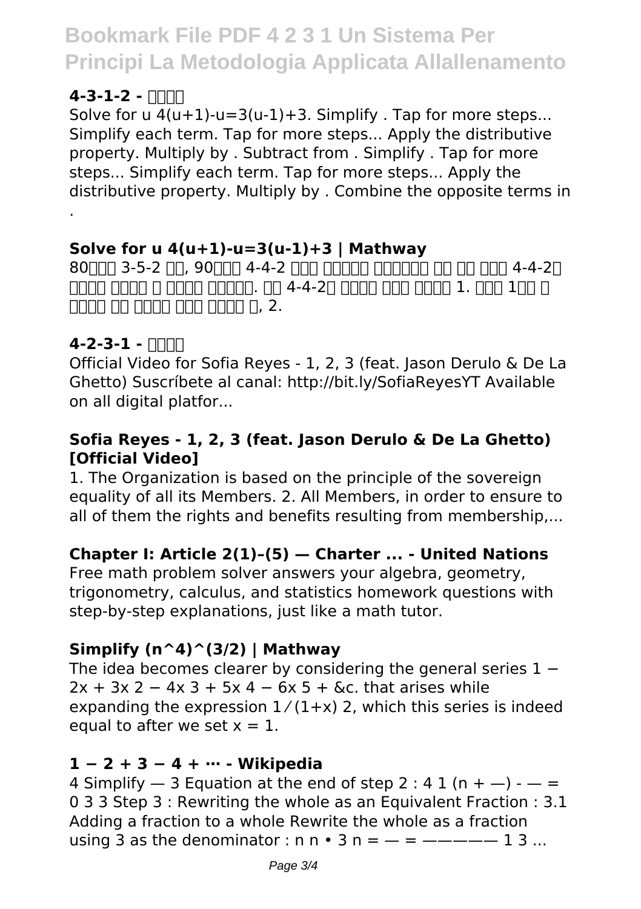### 4-3-1-2 - □□□□

Solve for u 4(u+1)-u=3(u-1)+3. Simplify . Tap for more steps... Simplify each term. Tap for more steps... Apply the distributive property. Multiply by . Subtract from . Simplify . Tap for more steps... Simplify each term. Tap for more steps... Apply the distributive property. Multiply by . Combine the opposite terms in .

### Solve for u 4(u+1)-u=3(u-1)+3 | Mathway

80□□□ 3-5-2 □□, 90□□□ 4-4-2 □□□ □□□□□□ □□□□□□□ □□ □□ □□□ 4-4-2□ □□□□□ □□□□□ □ □□□□□ □□□□□□. □□ 4-4-2□ □□□□□ □□□ □□□□□ 1. □□□ 1□□ □ □□□□□ □□ □□□□□ □□□ □□□□□ □, 2.

### 4-2-3-1 - □□□□

Official Video for Sofia Reyes - 1, 2, 3 (feat. Jason Derulo & De La Ghetto) Suscríbete al canal: http://bit.ly/SofiaReyesYT Available on all digital platfor...

### Sofia Reyes - 1, 2, 3 (feat. Jason Derulo & De La Ghetto) [Official Video]

1. The Organization is based on the principle of the sovereign equality of all its Members. 2. All Members, in order to ensure to all of them the rights and benefits resulting from membership,...

### Chapter I: Article 2(1)–(5) — Charter ... - United Nations

Free math problem solver answers your algebra, geometry, trigonometry, calculus, and statistics homework questions with step-by-step explanations, just like a math tutor.

### Simplify (n^4)^(3/2) | Mathway

The idea becomes clearer by considering the general series $1 - 2x + 3x^2 - 4x^3 + 5x^4 - 6x^5 + \&c.$ that arises while expanding the expression $1 / (1+x)^2$, which this series is indeed equal to after we set $x = 1$.

### 1 − 2 + 3 − 4 + ⋯ - Wikipedia

4 Simplify — 3 Equation at the end of step 2 : 4 1 (n + —) - — = 0 3 3 Step 3 : Rewriting the whole as an Equivalent Fraction : 3.1 Adding a fraction to a whole Rewrite the whole as a fraction using 3 as the denominator : n n • 3 n = — = ————— 1 3 ...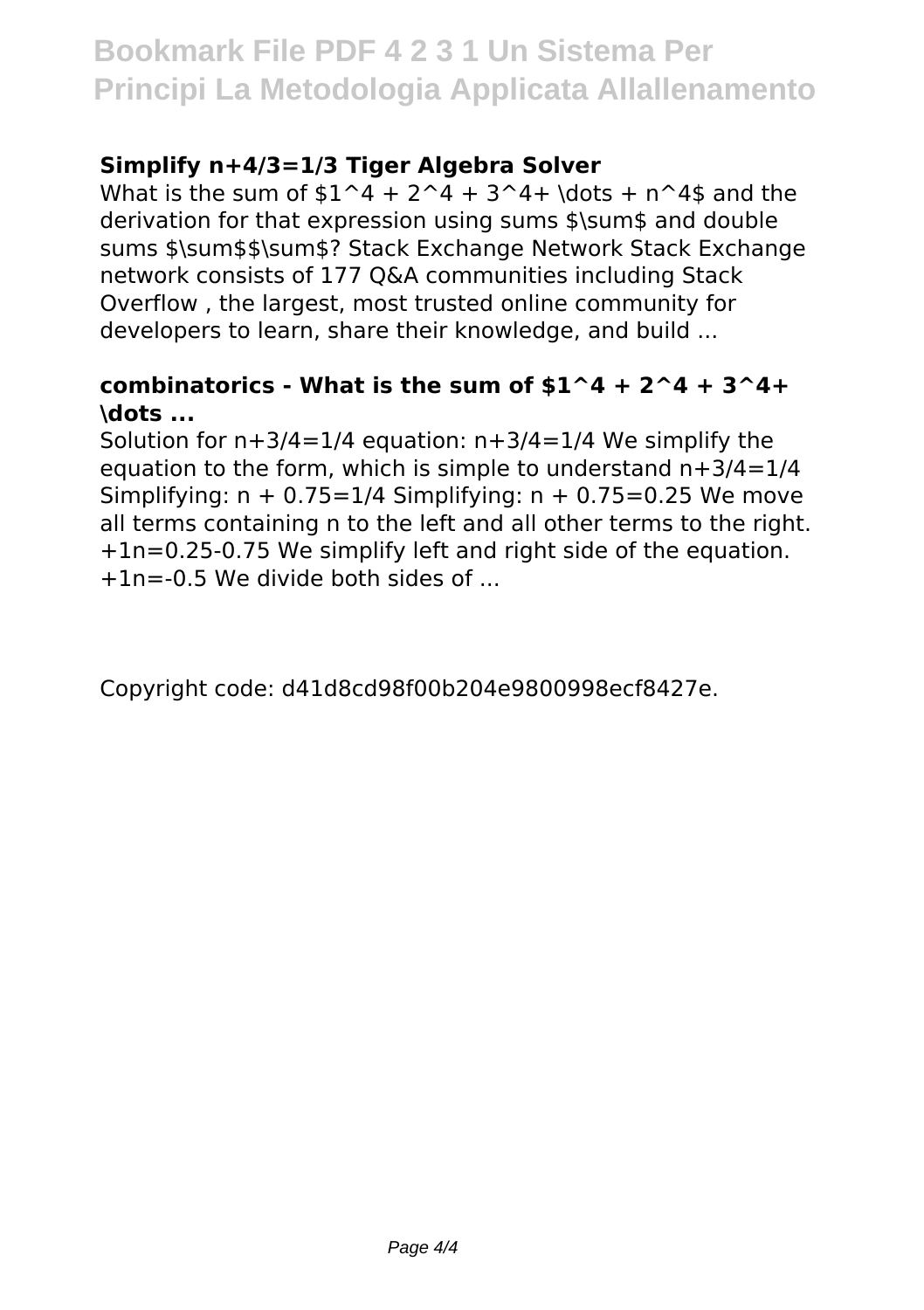### Simplify n+4/3=1/3 Tiger Algebra Solver

What is the sum of $1^4 + 2^4 + 3^4+ \dots + n^4$ and the derivation for that expression using sums $\sum$ and double sums $\sum$$\sum$? Stack Exchange Network Stack Exchange network consists of 177 Q&A communities including Stack Overflow , the largest, most trusted online community for developers to learn, share their knowledge, and build ...

### combinatorics - What is the sum of $1^4 + 2^4 + 3^4+ \dots ...

Solution for n+3/4=1/4 equation: n+3/4=1/4 We simplify the equation to the form, which is simple to understand n+3/4=1/4 Simplifying: n + 0.75=1/4 Simplifying: n + 0.75=0.25 We move all terms containing n to the left and all other terms to the right. +1n=0.25-0.75 We simplify left and right side of the equation. +1n=-0.5 We divide both sides of ...

Copyright code: d41d8cd98f00b204e9800998ecf8427e.